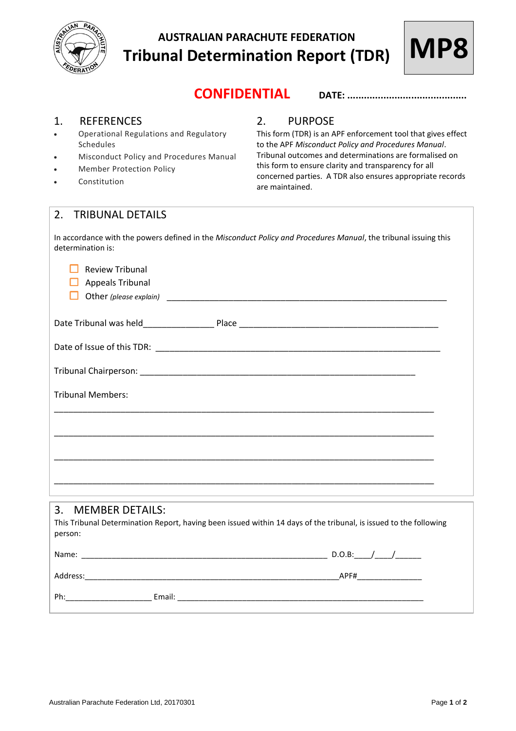# AUSTRALIAN PARACHUTE FEDERATION

# Tribunal Determination Report (TDR)

**MP8**

**CONFIDENTIAL** **DATE: ..........................................**

## 1. REFERENCES

- Operational Regulations and Regulatory Schedules
- Misconduct Policy and Procedures Manual
- Member Protection Policy
- Constitution

## 2. PURPOSE

This form (TDR) is an APF enforcement tool that gives effect to the APF *Misconduct Policy and Procedures Manual*. Tribunal outcomes and determinations are formalised on this form to ensure clarity and transparency for all concerned parties. A TDR also ensures appropriate records are maintained.

## 2. TRIBUNAL DETAILS

In accordance with the powers defined in the *Misconduct Policy and Procedures Manual*, the tribunal issuing this determination is:

- ☐ Review Tribunal
- ☐ Appeals Tribunal
- ☐ Other *(please explain)* ____________________________________________________________

Date Tribunal was held_______________ Place ___________________________________________

Date of Issue of this TDR: ____________________________________________________________

Tribunal Chairperson: ________________________________________________________

Tribunal Members:

________________________________________________________________________________

________________________________________________________________________________

________________________________________________________________________________

________________________________________________________________________________

## 3. MEMBER DETAILS:

This Tribunal Determination Report, having been issued within 14 days of the tribunal, is issued to the following person:

Name: ______________________________________________________ D.O.B:____/____/______

Address:_____________________________________________________________APF#______________

Ph:___________________ Email: ______________________________________________________

Australian Parachute Federation Ltd, 20170301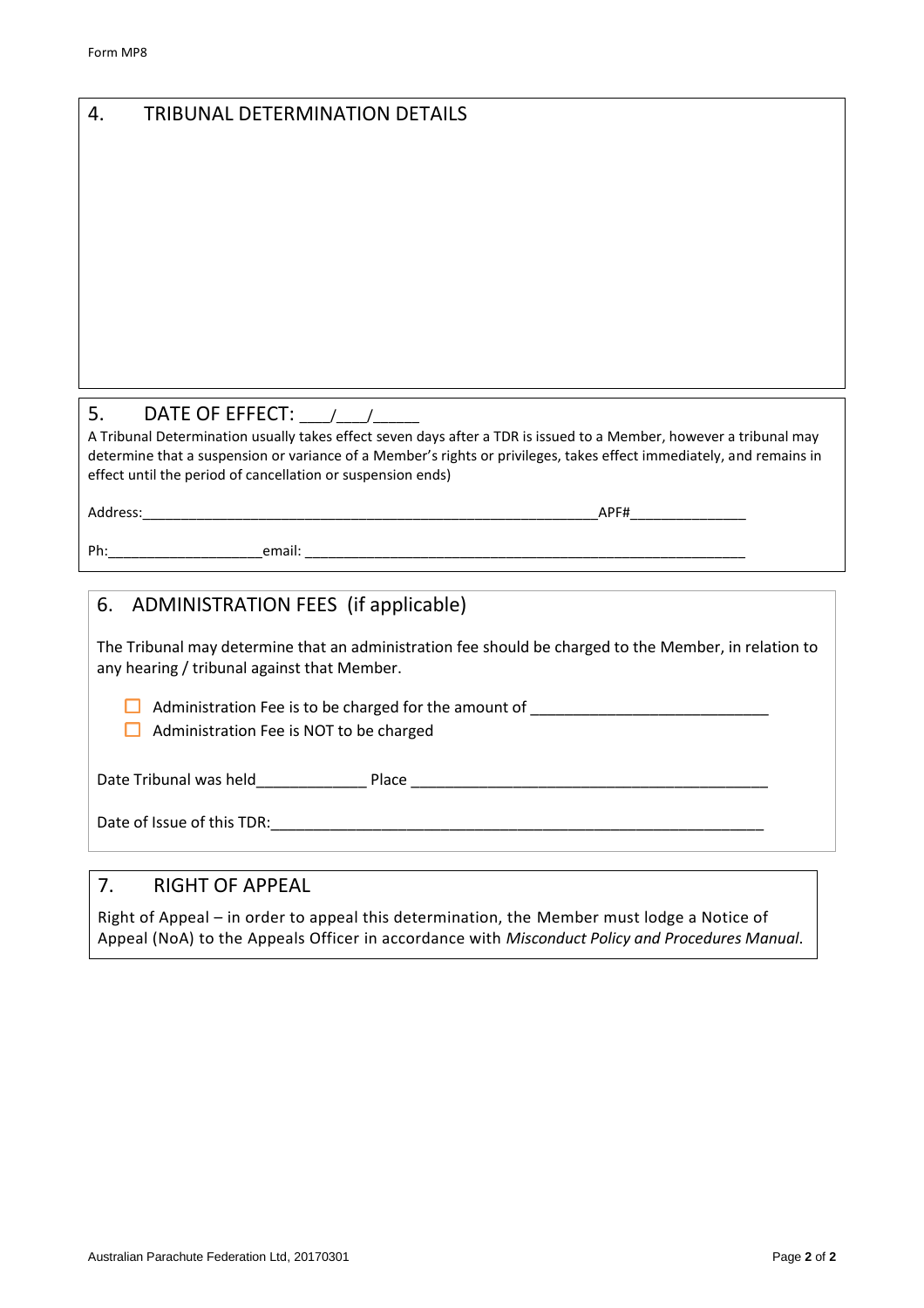## 4. TRIBUNAL DETERMINATION DETAILS

## 5. DATE OF EFFECT: ___/___/_____

A Tribunal Determination usually takes effect seven days after a TDR is issued to a Member, however a tribunal may determine that a suspension or variance of a Member's rights or privileges, takes effect immediately, and remains in effect until the period of cancellation or suspension ends)

Address:_____________________________________________________________APF#_______________

Ph:____________________email: ___________________________________________________________

## 6. ADMINISTRATION FEES (if applicable)

The Tribunal may determine that an administration fee should be charged to the Member, in relation to any hearing / tribunal against that Member.

- ☐ Administration Fee is to be charged for the amount of ____________________________
- ☐ Administration Fee is NOT to be charged

Date Tribunal was held_____________ Place ___________________________________________

Date of Issue of this TDR:___________________________________________________________

## 7. RIGHT OF APPEAL

Right of Appeal – in order to appeal this determination, the Member must lodge a Notice of Appeal (NoA) to the Appeals Officer in accordance with *Misconduct Policy and Procedures Manual*.